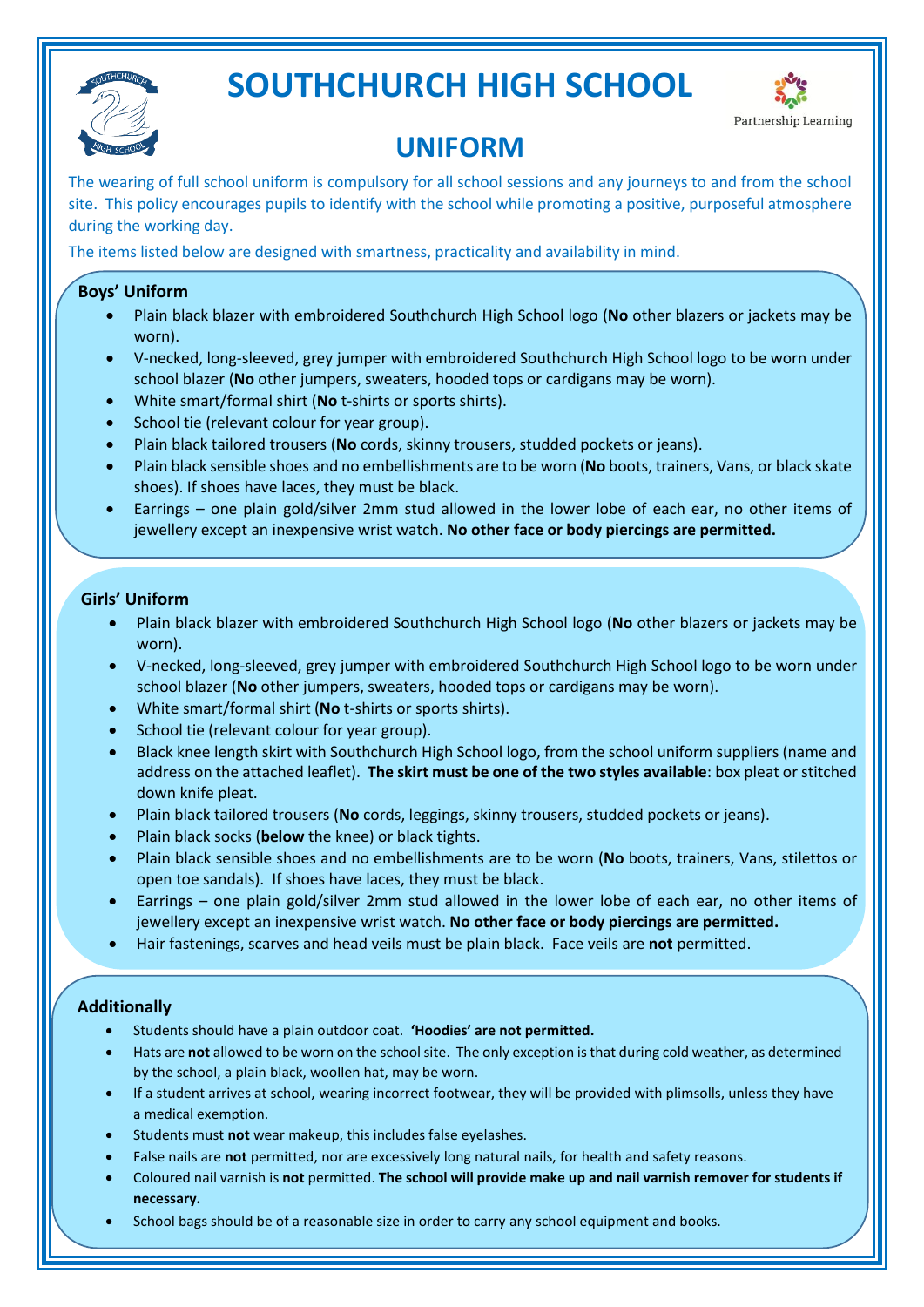# SOUTHCHURCH HIGH SCHOOL

## UNIFORM

The wearing of full school uniform is compulsory for all school sessions and any journeys to and from the school site. This policy encourages pupils to identify with the school while promoting a positive, purposeful atmosphere during the working day.

The items listed below are designed with smartness, practicality and availability in mind.

### Boys' Uniform

- Plain black blazer with embroidered Southchurch High School logo (**No** other blazers or jackets may be worn).
- V-necked, long-sleeved, grey jumper with embroidered Southchurch High School logo to be worn under school blazer (**No** other jumpers, sweaters, hooded tops or cardigans may be worn).
- White smart/formal shirt (**No** t-shirts or sports shirts).
- School tie (relevant colour for year group).
- Plain black tailored trousers (**No** cords, skinny trousers, studded pockets or jeans).
- Plain black sensible shoes and no embellishments are to be worn (**No** boots, trainers, Vans, or black skate shoes). If shoes have laces, they must be black.
- Earrings – one plain gold/silver 2mm stud allowed in the lower lobe of each ear, no other items of jewellery except an inexpensive wrist watch. **No other face or body piercings are permitted.**

### Girls' Uniform

- Plain black blazer with embroidered Southchurch High School logo (**No** other blazers or jackets may be worn).
- V-necked, long-sleeved, grey jumper with embroidered Southchurch High School logo to be worn under school blazer (**No** other jumpers, sweaters, hooded tops or cardigans may be worn).
- White smart/formal shirt (**No** t-shirts or sports shirts).
- School tie (relevant colour for year group).
- Black knee length skirt with Southchurch High School logo, from the school uniform suppliers (name and address on the attached leaflet). **The skirt must be one of the two styles available**: box pleat or stitched down knife pleat.
- Plain black tailored trousers (**No** cords, leggings, skinny trousers, studded pockets or jeans).
- Plain black socks (**below** the knee) or black tights.
- Plain black sensible shoes and no embellishments are to be worn (**No** boots, trainers, Vans, stilettos or open toe sandals). If shoes have laces, they must be black.
- Earrings – one plain gold/silver 2mm stud allowed in the lower lobe of each ear, no other items of jewellery except an inexpensive wrist watch. **No other face or body piercings are permitted.**
- Hair fastenings, scarves and head veils must be plain black. Face veils are **not** permitted.

### Additionally

- Students should have a plain outdoor coat. **'Hoodies' are not permitted.**
- Hats are **not** allowed to be worn on the school site. The only exception is that during cold weather, as determined by the school, a plain black, woollen hat, may be worn.
- If a student arrives at school, wearing incorrect footwear, they will be provided with plimsolls, unless they have a medical exemption.
- Students must **not** wear makeup, this includes false eyelashes.
- False nails are **not** permitted, nor are excessively long natural nails, for health and safety reasons.
- Coloured nail varnish is **not** permitted. **The school will provide make up and nail varnish remover for students if necessary.**
- School bags should be of a reasonable size in order to carry any school equipment and books.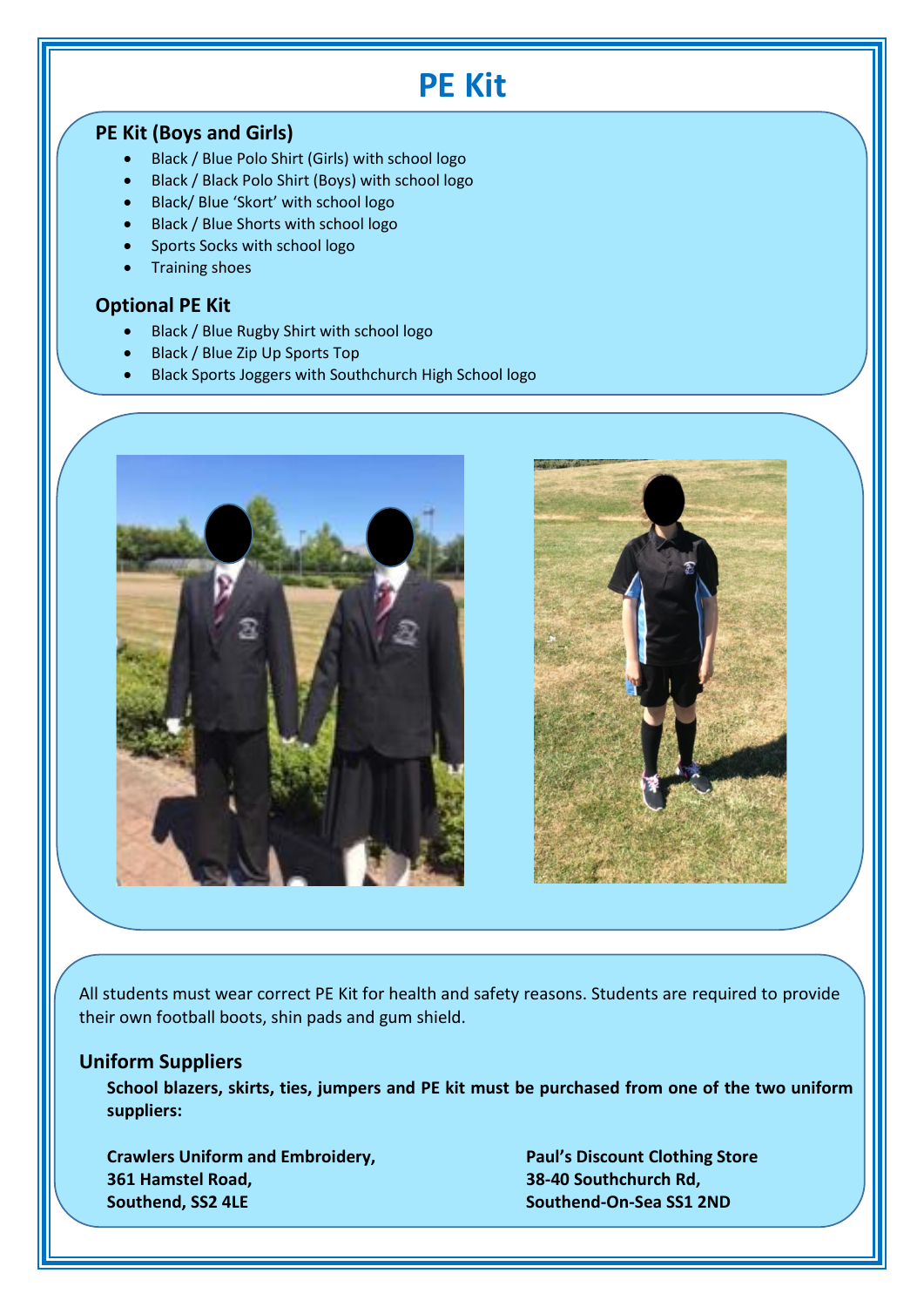# PE Kit

## PE Kit (Boys and Girls)

- Black / Blue Polo Shirt (Girls) with school logo
- Black / Black Polo Shirt (Boys) with school logo
- Black/ Blue 'Skort' with school logo
- Black / Blue Shorts with school logo
- Sports Socks with school logo
- Training shoes

## Optional PE Kit

- Black / Blue Rugby Shirt with school logo
- Black / Blue Zip Up Sports Top
- Black Sports Joggers with Southchurch High School logo

All students must wear correct PE Kit for health and safety reasons. Students are required to provide their own football boots, shin pads and gum shield.

## Uniform Suppliers

**School blazers, skirts, ties, jumpers and PE kit must be purchased from one of the two uniform suppliers:**

**Crawlers Uniform and Embroidery,**
**361 Hamstel Road,**
**Southend, SS2 4LE**

**Paul's Discount Clothing Store**
**38-40 Southchurch Rd,**
**Southend-On-Sea SS1 2ND**